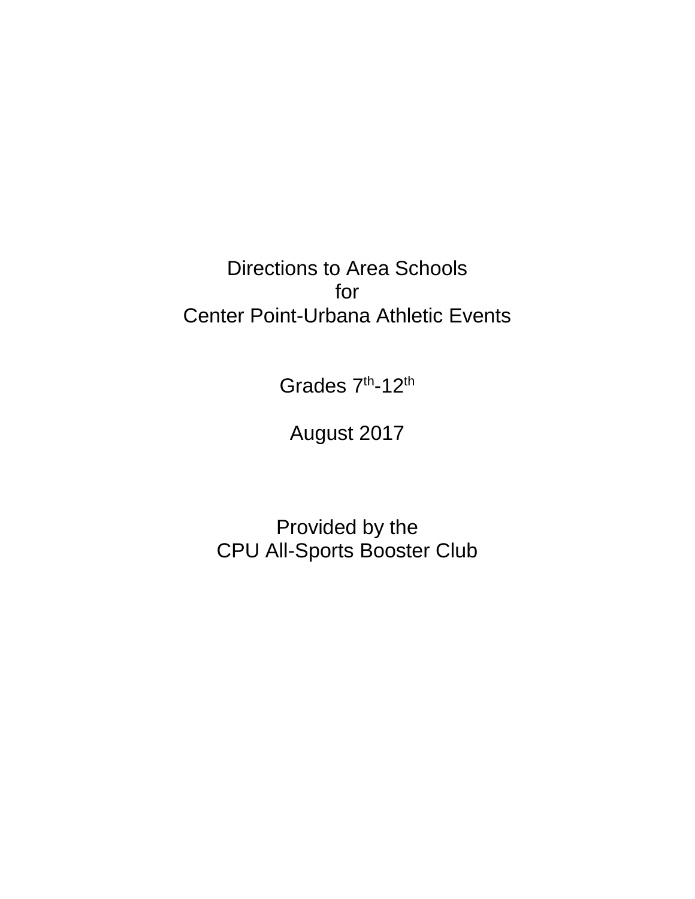# Directions to Area Schools
# for
# Center Point-Urbana Athletic Events

Grades 7th-12th

August 2017

Provided by the
CPU All-Sports Booster Club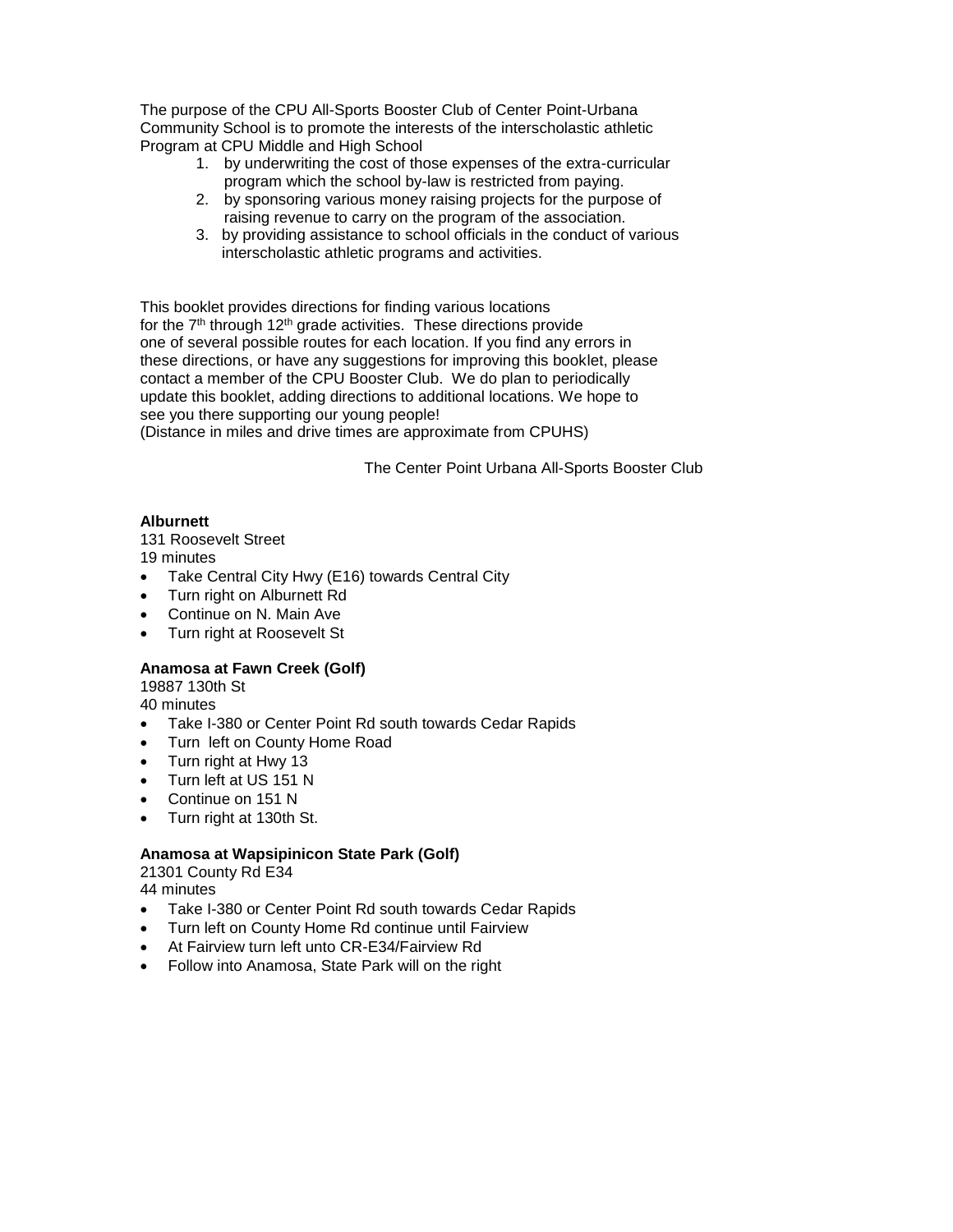The purpose of the CPU All-Sports Booster Club of Center Point-Urbana Community School is to promote the interests of the interscholastic athletic Program at CPU Middle and High School

1. by underwriting the cost of those expenses of the extra-curricular program which the school by-law is restricted from paying.
2. by sponsoring various money raising projects for the purpose of raising revenue to carry on the program of the association.
3. by providing assistance to school officials in the conduct of various interscholastic athletic programs and activities.

This booklet provides directions for finding various locations for the 7th through 12th grade activities. These directions provide one of several possible routes for each location. If you find any errors in these directions, or have any suggestions for improving this booklet, please contact a member of the CPU Booster Club. We do plan to periodically update this booklet, adding directions to additional locations. We hope to see you there supporting our young people!
(Distance in miles and drive times are approximate from CPUHS)

The Center Point Urbana All-Sports Booster Club

**Alburnett**
131 Roosevelt Street
19 minutes

- Take Central City Hwy (E16) towards Central City
- Turn right on Alburnett Rd
- Continue on N. Main Ave
- Turn right at Roosevelt St

**Anamosa at Fawn Creek (Golf)**
19887 130th St
40 minutes

- Take I-380 or Center Point Rd south towards Cedar Rapids
- Turn left on County Home Road
- Turn right at Hwy 13
- Turn left at US 151 N
- Continue on 151 N
- Turn right at 130th St.

**Anamosa at Wapsipinicon State Park (Golf)**
21301 County Rd E34
44 minutes

- Take I-380 or Center Point Rd south towards Cedar Rapids
- Turn left on County Home Rd continue until Fairview
- At Fairview turn left unto CR-E34/Fairview Rd
- Follow into Anamosa, State Park will on the right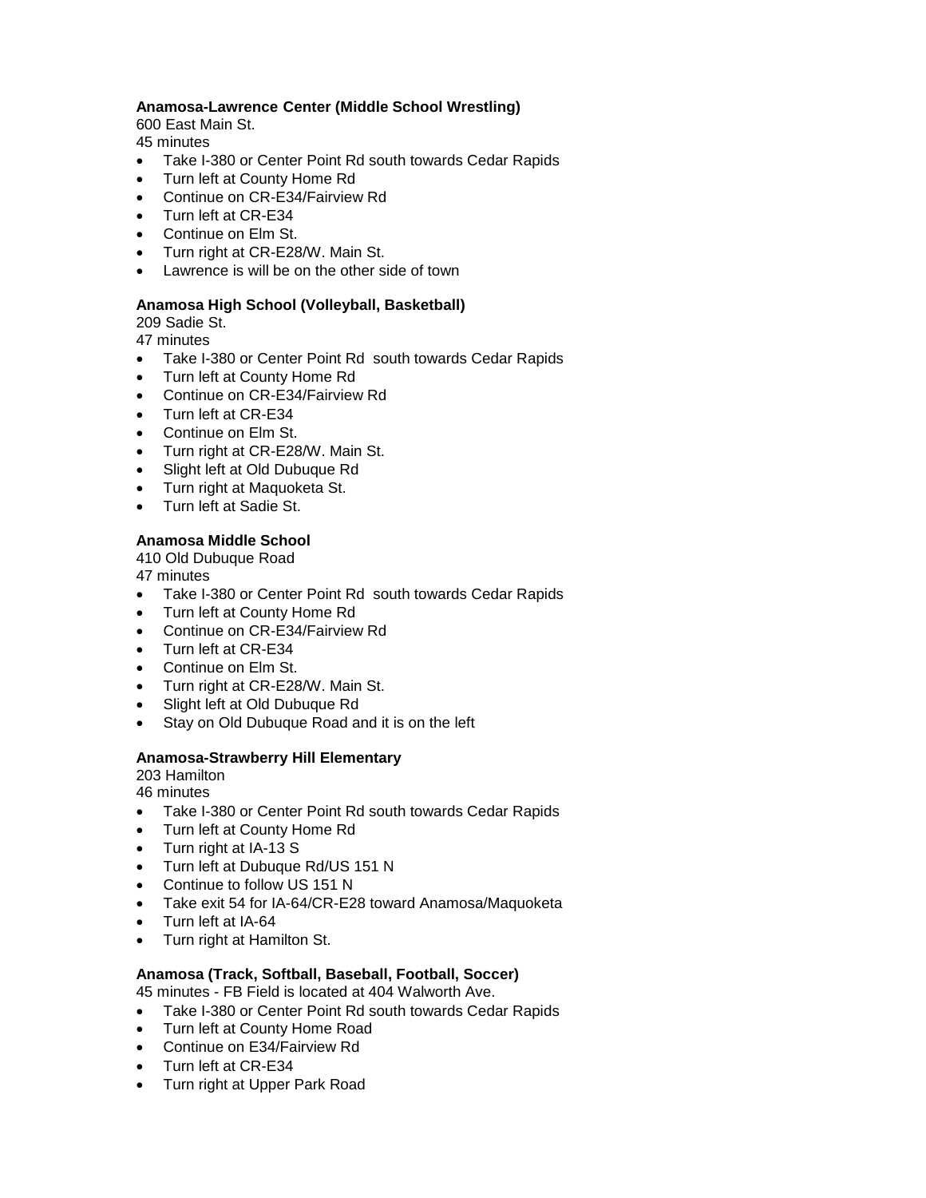**Anamosa-Lawrence Center (Middle School Wrestling)**
600 East Main St.
45 minutes

- Take I-380 or Center Point Rd south towards Cedar Rapids
- Turn left at County Home Rd
- Continue on CR-E34/Fairview Rd
- Turn left at CR-E34
- Continue on Elm St.
- Turn right at CR-E28/W. Main St.
- Lawrence is will be on the other side of town

**Anamosa High School (Volleyball, Basketball)**
209 Sadie St.
47 minutes

- Take I-380 or Center Point Rd south towards Cedar Rapids
- Turn left at County Home Rd
- Continue on CR-E34/Fairview Rd
- Turn left at CR-E34
- Continue on Elm St.
- Turn right at CR-E28/W. Main St.
- Slight left at Old Dubuque Rd
- Turn right at Maquoketa St.
- Turn left at Sadie St.

**Anamosa Middle School**
410 Old Dubuque Road
47 minutes

- Take I-380 or Center Point Rd south towards Cedar Rapids
- Turn left at County Home Rd
- Continue on CR-E34/Fairview Rd
- Turn left at CR-E34
- Continue on Elm St.
- Turn right at CR-E28/W. Main St.
- Slight left at Old Dubuque Rd
- Stay on Old Dubuque Road and it is on the left

**Anamosa-Strawberry Hill Elementary**
203 Hamilton
46 minutes

- Take I-380 or Center Point Rd south towards Cedar Rapids
- Turn left at County Home Rd
- Turn right at IA-13 S
- Turn left at Dubuque Rd/US 151 N
- Continue to follow US 151 N
- Take exit 54 for IA-64/CR-E28 toward Anamosa/Maquoketa
- Turn left at IA-64
- Turn right at Hamilton St.

**Anamosa (Track, Softball, Baseball, Football, Soccer)**
45 minutes - FB Field is located at 404 Walworth Ave.

- Take I-380 or Center Point Rd south towards Cedar Rapids
- Turn left at County Home Road
- Continue on E34/Fairview Rd
- Turn left at CR-E34
- Turn right at Upper Park Road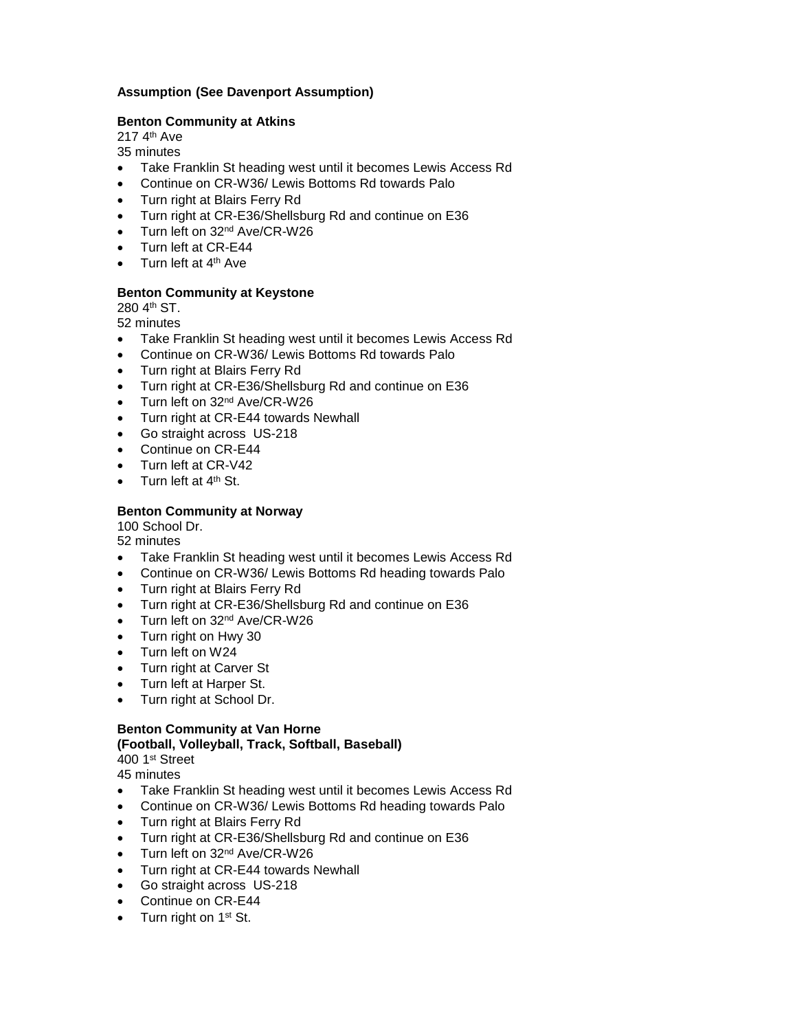**Assumption (See Davenport Assumption)**

**Benton Community at Atkins**
217 4th Ave
35 minutes

- Take Franklin St heading west until it becomes Lewis Access Rd
- Continue on CR-W36/ Lewis Bottoms Rd towards Palo
- Turn right at Blairs Ferry Rd
- Turn right at CR-E36/Shellsburg Rd and continue on E36
- Turn left on 32nd Ave/CR-W26
- Turn left at CR-E44
- Turn left at 4th Ave

**Benton Community at Keystone**
280 4th ST.
52 minutes

- Take Franklin St heading west until it becomes Lewis Access Rd
- Continue on CR-W36/ Lewis Bottoms Rd towards Palo
- Turn right at Blairs Ferry Rd
- Turn right at CR-E36/Shellsburg Rd and continue on E36
- Turn left on 32nd Ave/CR-W26
- Turn right at CR-E44 towards Newhall
- Go straight across US-218
- Continue on CR-E44
- Turn left at CR-V42
- Turn left at 4th St.

**Benton Community at Norway**
100 School Dr.
52 minutes

- Take Franklin St heading west until it becomes Lewis Access Rd
- Continue on CR-W36/ Lewis Bottoms Rd heading towards Palo
- Turn right at Blairs Ferry Rd
- Turn right at CR-E36/Shellsburg Rd and continue on E36
- Turn left on 32nd Ave/CR-W26
- Turn right on Hwy 30
- Turn left on W24
- Turn right at Carver St
- Turn left at Harper St.
- Turn right at School Dr.

**Benton Community at Van Horne**
**(Football, Volleyball, Track, Softball, Baseball)**
400 1st Street
45 minutes

- Take Franklin St heading west until it becomes Lewis Access Rd
- Continue on CR-W36/ Lewis Bottoms Rd heading towards Palo
- Turn right at Blairs Ferry Rd
- Turn right at CR-E36/Shellsburg Rd and continue on E36
- Turn left on 32nd Ave/CR-W26
- Turn right at CR-E44 towards Newhall
- Go straight across US-218
- Continue on CR-E44
- Turn right on 1st St.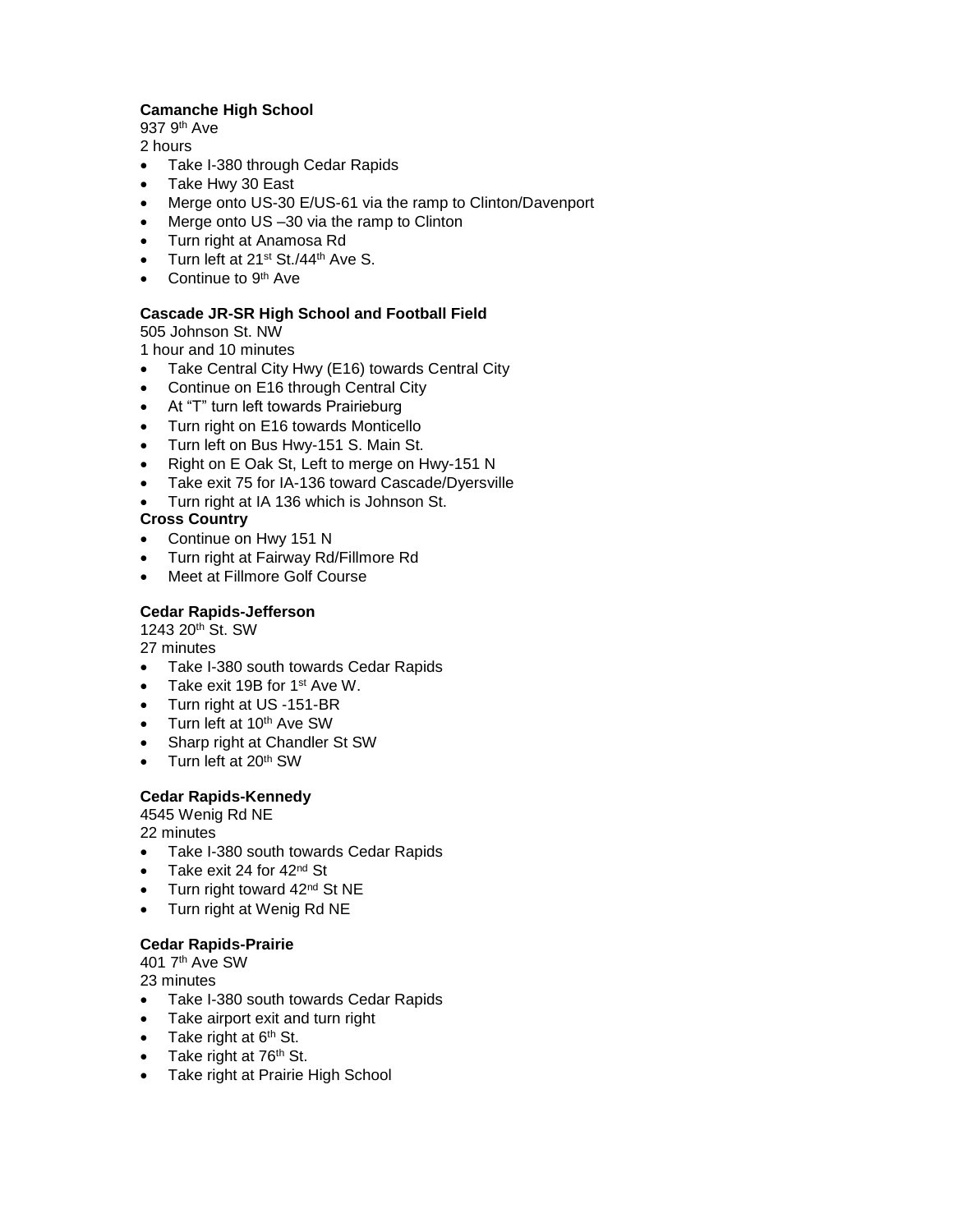**Camanche High School**

937 9th Ave

2 hours

- Take I-380 through Cedar Rapids
- Take Hwy 30 East
- Merge onto US-30 E/US-61 via the ramp to Clinton/Davenport
- Merge onto US –30 via the ramp to Clinton
- Turn right at Anamosa Rd
- Turn left at 21st St./44th Ave S.
- Continue to 9th Ave

**Cascade JR-SR High School and Football Field**

505 Johnson St. NW

1 hour and 10 minutes

- Take Central City Hwy (E16) towards Central City
- Continue on E16 through Central City
- At "T" turn left towards Prairieburg
- Turn right on E16 towards Monticello
- Turn left on Bus Hwy-151 S. Main St.
- Right on E Oak St, Left to merge on Hwy-151 N
- Take exit 75 for IA-136 toward Cascade/Dyersville
- Turn right at IA 136 which is Johnson St.

**Cross Country**

- Continue on Hwy 151 N
- Turn right at Fairway Rd/Fillmore Rd
- Meet at Fillmore Golf Course

**Cedar Rapids-Jefferson**

1243 20th St. SW

27 minutes

- Take I-380 south towards Cedar Rapids
- Take exit 19B for 1st Ave W.
- Turn right at US -151-BR
- Turn left at 10th Ave SW
- Sharp right at Chandler St SW
- Turn left at 20th SW

**Cedar Rapids-Kennedy**

4545 Wenig Rd NE

22 minutes

- Take I-380 south towards Cedar Rapids
- Take exit 24 for 42nd St
- Turn right toward 42nd St NE
- Turn right at Wenig Rd NE

**Cedar Rapids-Prairie**

401 7th Ave SW

23 minutes

- Take I-380 south towards Cedar Rapids
- Take airport exit and turn right
- Take right at 6th St.
- Take right at 76th St.
- Take right at Prairie High School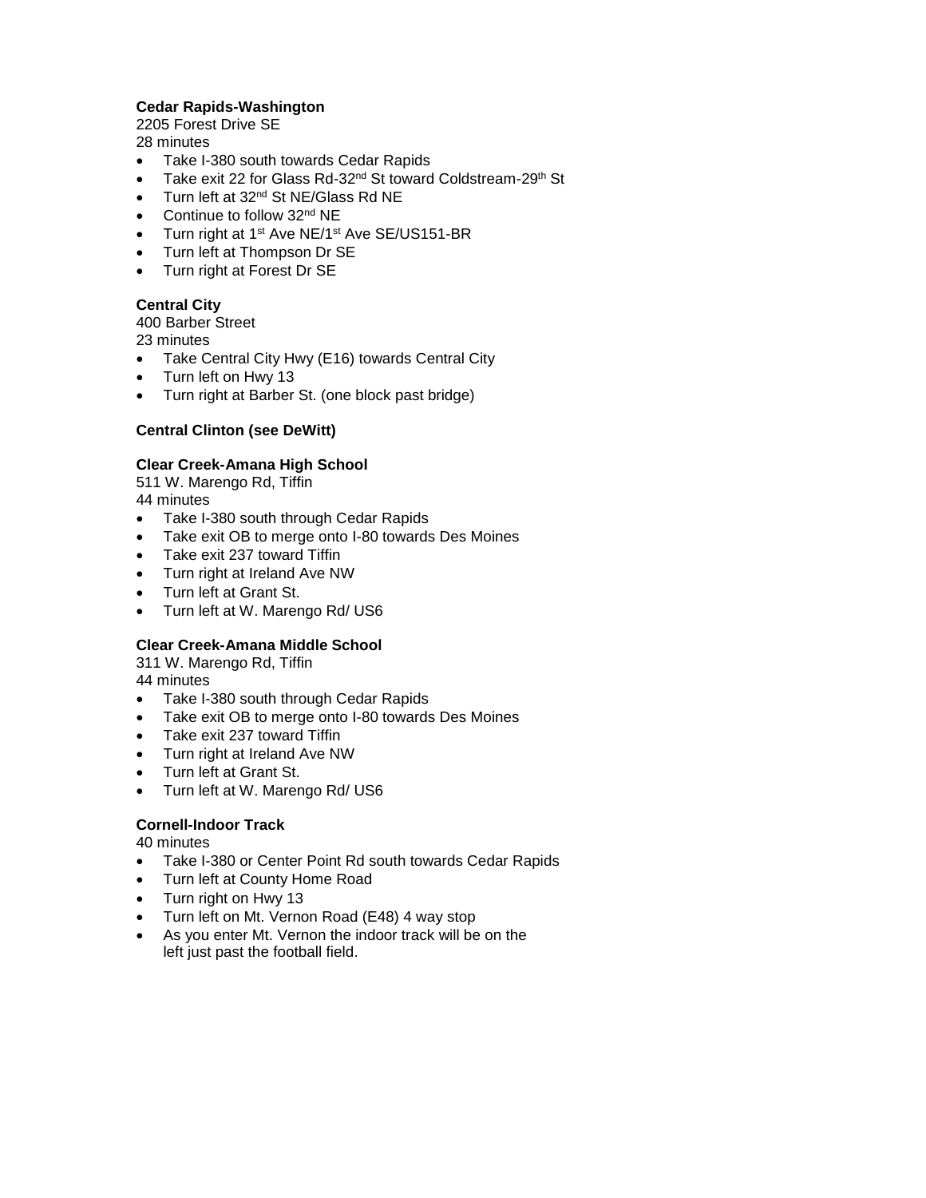**Cedar Rapids-Washington**
2205 Forest Drive SE
28 minutes

- Take I-380 south towards Cedar Rapids
- Take exit 22 for Glass Rd-32nd St toward Coldstream-29th St
- Turn left at 32nd St NE/Glass Rd NE
- Continue to follow 32nd NE
- Turn right at 1st Ave NE/1st Ave SE/US151-BR
- Turn left at Thompson Dr SE
- Turn right at Forest Dr SE

**Central City**
400 Barber Street
23 minutes

- Take Central City Hwy (E16) towards Central City
- Turn left on Hwy 13
- Turn right at Barber St. (one block past bridge)

**Central Clinton (see DeWitt)**

**Clear Creek-Amana High School**
511 W. Marengo Rd, Tiffin
44 minutes

- Take I-380 south through Cedar Rapids
- Take exit OB to merge onto I-80 towards Des Moines
- Take exit 237 toward Tiffin
- Turn right at Ireland Ave NW
- Turn left at Grant St.
- Turn left at W. Marengo Rd/ US6

**Clear Creek-Amana Middle School**
311 W. Marengo Rd, Tiffin
44 minutes

- Take I-380 south through Cedar Rapids
- Take exit OB to merge onto I-80 towards Des Moines
- Take exit 237 toward Tiffin
- Turn right at Ireland Ave NW
- Turn left at Grant St.
- Turn left at W. Marengo Rd/ US6

**Cornell-Indoor Track**
40 minutes

- Take I-380 or Center Point Rd south towards Cedar Rapids
- Turn left at County Home Road
- Turn right on Hwy 13
- Turn left on Mt. Vernon Road (E48) 4 way stop
- As you enter Mt. Vernon the indoor track will be on the left just past the football field.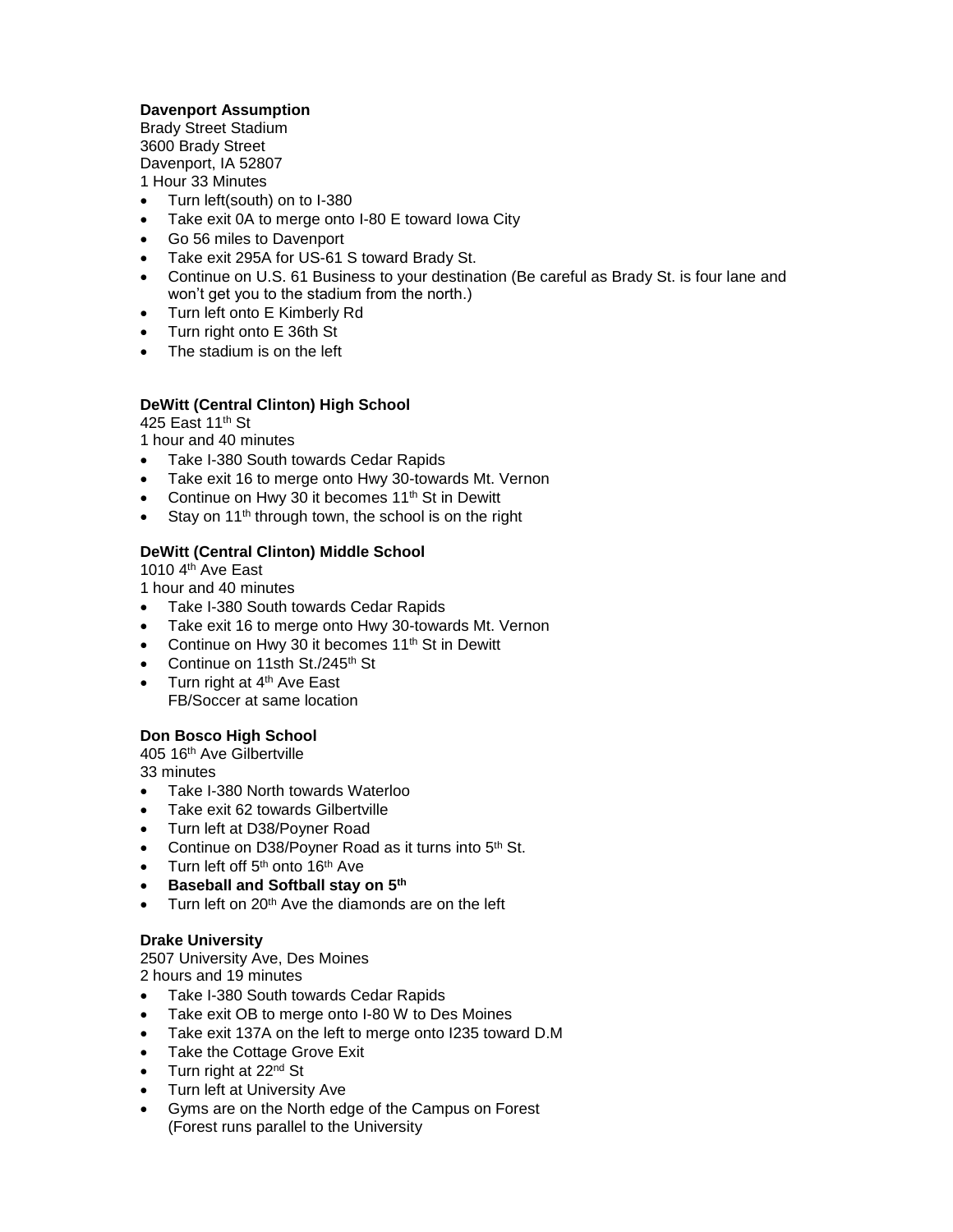**Davenport Assumption**
Brady Street Stadium
3600 Brady Street
Davenport, IA 52807
1 Hour 33 Minutes

- Turn left(south) on to I-380
- Take exit 0A to merge onto I-80 E toward Iowa City
- Go 56 miles to Davenport
- Take exit 295A for US-61 S toward Brady St.
- Continue on U.S. 61 Business to your destination (Be careful as Brady St. is four lane and won't get you to the stadium from the north.)
- Turn left onto E Kimberly Rd
- Turn right onto E 36th St
- The stadium is on the left

**DeWitt (Central Clinton) High School**
425 East 11th St
1 hour and 40 minutes

- Take I-380 South towards Cedar Rapids
- Take exit 16 to merge onto Hwy 30-towards Mt. Vernon
- Continue on Hwy 30 it becomes 11th St in Dewitt
- Stay on 11th through town, the school is on the right

**DeWitt (Central Clinton) Middle School**
1010 4th Ave East
1 hour and 40 minutes

- Take I-380 South towards Cedar Rapids
- Take exit 16 to merge onto Hwy 30-towards Mt. Vernon
- Continue on Hwy 30 it becomes 11th St in Dewitt
- Continue on 11sth St./245th St
- Turn right at 4th Ave East
  FB/Soccer at same location

**Don Bosco High School**
405 16th Ave Gilbertville
33 minutes

- Take I-380 North towards Waterloo
- Take exit 62 towards Gilbertville
- Turn left at D38/Poyner Road
- Continue on D38/Poyner Road as it turns into 5th St.
- Turn left off 5th onto 16th Ave
- **Baseball and Softball stay on 5th**
- Turn left on 20th Ave the diamonds are on the left

**Drake University**
2507 University Ave, Des Moines
2 hours and 19 minutes

- Take I-380 South towards Cedar Rapids
- Take exit OB to merge onto I-80 W to Des Moines
- Take exit 137A on the left to merge onto I235 toward D.M
- Take the Cottage Grove Exit
- Turn right at 22nd St
- Turn left at University Ave
- Gyms are on the North edge of the Campus on Forest
  (Forest runs parallel to the University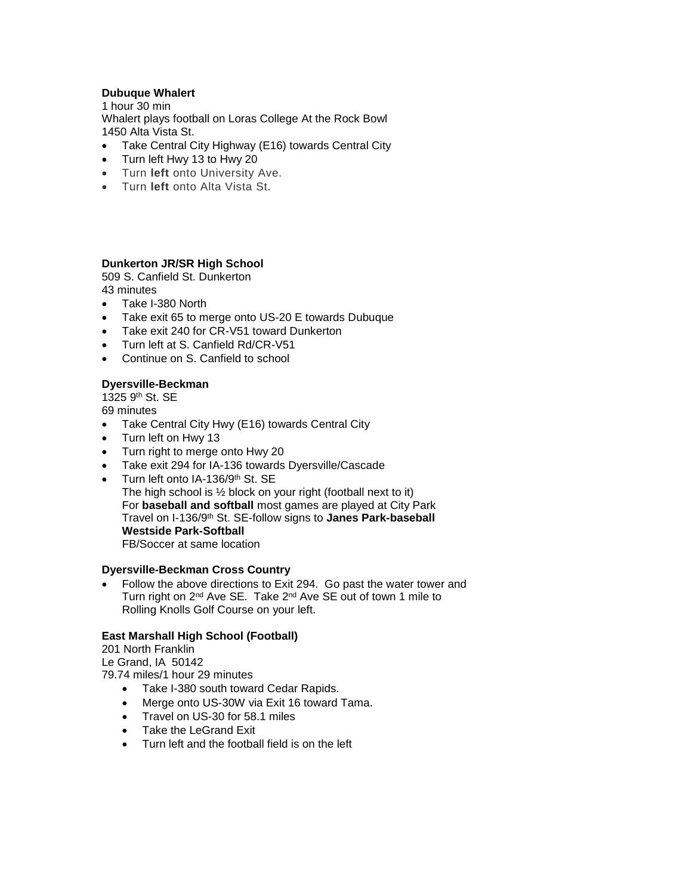**Dubuque Whalert**

1 hour 30 min

Whalert plays football on Loras College At the Rock Bowl

1450 Alta Vista St.

- Take Central City Highway (E16) towards Central City
- Turn left Hwy 13 to Hwy 20
- Turn **left** onto University Ave.
- Turn **left** onto Alta Vista St.

**Dunkerton JR/SR High School**

509 S. Canfield St. Dunkerton

43 minutes

- Take I-380 North
- Take exit 65 to merge onto US-20 E towards Dubuque
- Take exit 240 for CR-V51 toward Dunkerton
- Turn left at S. Canfield Rd/CR-V51
- Continue on S. Canfield to school

**Dyersville-Beckman**

1325 9th St. SE

69 minutes

- Take Central City Hwy (E16) towards Central City
- Turn left on Hwy 13
- Turn right to merge onto Hwy 20
- Take exit 294 for IA-136 towards Dyersville/Cascade
- Turn left onto IA-136/9th St. SE
  The high school is ½ block on your right (football next to it)
  For **baseball and softball** most games are played at City Park
  Travel on I-136/9th St. SE-follow signs to **Janes Park-baseball**
  **Westside Park-Softball**
  FB/Soccer at same location

**Dyersville-Beckman Cross Country**

- Follow the above directions to Exit 294. Go past the water tower and Turn right on 2nd Ave SE. Take 2nd Ave SE out of town 1 mile to Rolling Knolls Golf Course on your left.

**East Marshall High School (Football)**

201 North Franklin

Le Grand, IA 50142

79.74 miles/1 hour 29 minutes

- Take I-380 south toward Cedar Rapids.
- Merge onto US-30W via Exit 16 toward Tama.
- Travel on US-30 for 58.1 miles
- Take the LeGrand Exit
- Turn left and the football field is on the left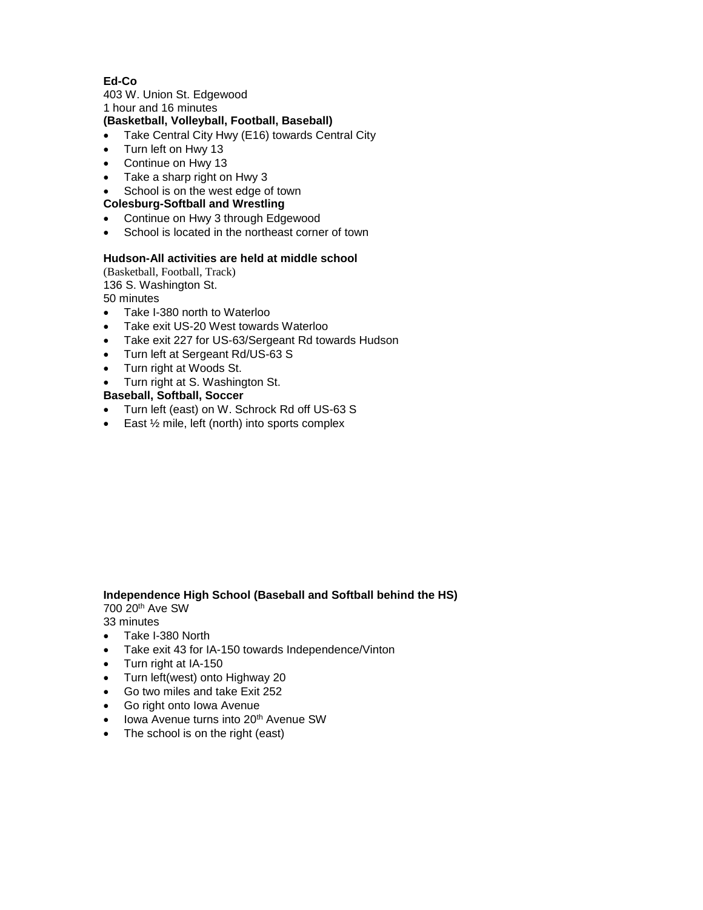**Ed-Co**

403 W. Union St. Edgewood

1 hour and 16 minutes

**(Basketball, Volleyball, Football, Baseball)**

- Take Central City Hwy (E16) towards Central City
- Turn left on Hwy 13
- Continue on Hwy 13
- Take a sharp right on Hwy 3
- School is on the west edge of town

**Colesburg-Softball and Wrestling**

- Continue on Hwy 3 through Edgewood
- School is located in the northeast corner of town

**Hudson-All activities are held at middle school**

(Basketball, Football, Track)

136 S. Washington St.

50 minutes

- Take I-380 north to Waterloo
- Take exit US-20 West towards Waterloo
- Take exit 227 for US-63/Sergeant Rd towards Hudson
- Turn left at Sergeant Rd/US-63 S
- Turn right at Woods St.
- Turn right at S. Washington St.

**Baseball, Softball, Soccer**

- Turn left (east) on W. Schrock Rd off US-63 S
- East ½ mile, left (north) into sports complex

**Independence High School (Baseball and Softball behind the HS)**

700 20th Ave SW

33 minutes

- Take I-380 North
- Take exit 43 for IA-150 towards Independence/Vinton
- Turn right at IA-150
- Turn left(west) onto Highway 20
- Go two miles and take Exit 252
- Go right onto Iowa Avenue
- Iowa Avenue turns into 20th Avenue SW
- The school is on the right (east)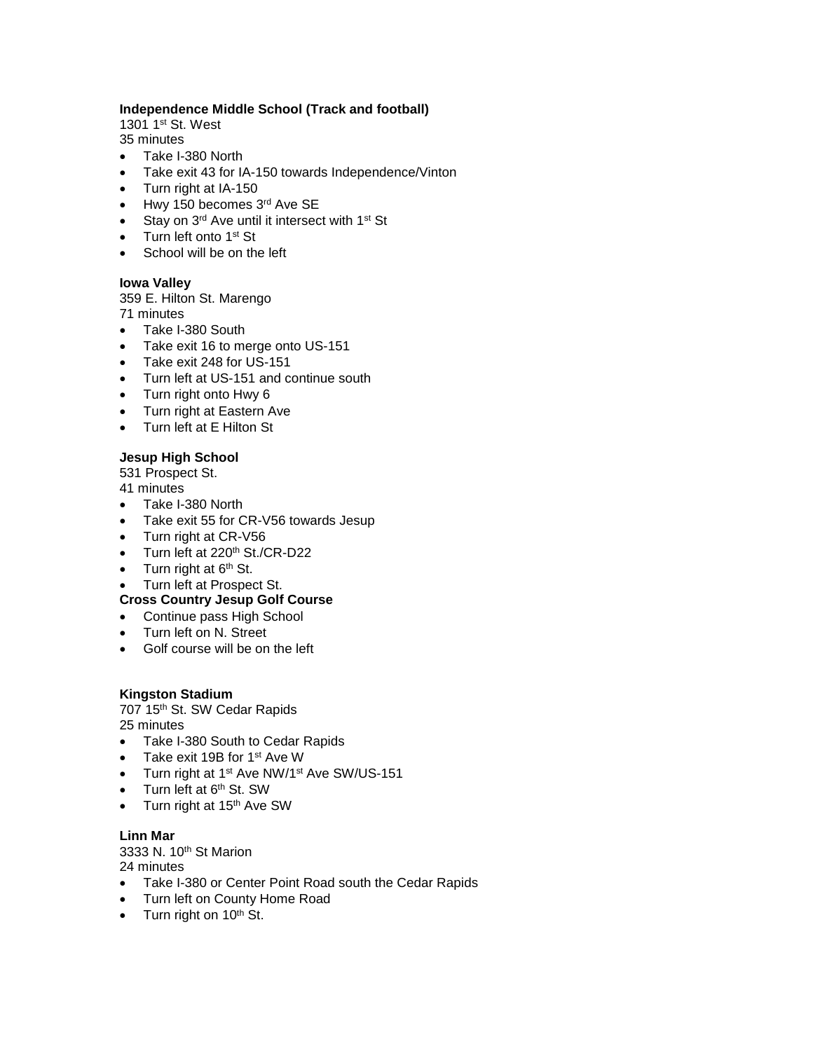**Independence Middle School (Track and football)**
1301 1st St. West
35 minutes

- Take I-380 North
- Take exit 43 for IA-150 towards Independence/Vinton
- Turn right at IA-150
- Hwy 150 becomes 3rd Ave SE
- Stay on 3rd Ave until it intersect with 1st St
- Turn left onto 1st St
- School will be on the left

**Iowa Valley**
359 E. Hilton St. Marengo
71 minutes

- Take I-380 South
- Take exit 16 to merge onto US-151
- Take exit 248 for US-151
- Turn left at US-151 and continue south
- Turn right onto Hwy 6
- Turn right at Eastern Ave
- Turn left at E Hilton St

**Jesup High School**
531 Prospect St.
41 minutes

- Take I-380 North
- Take exit 55 for CR-V56 towards Jesup
- Turn right at CR-V56
- Turn left at 220th St./CR-D22
- Turn right at 6th St.
- Turn left at Prospect St.

**Cross Country Jesup Golf Course**

- Continue pass High School
- Turn left on N. Street
- Golf course will be on the left

**Kingston Stadium**
707 15th St. SW Cedar Rapids
25 minutes

- Take I-380 South to Cedar Rapids
- Take exit 19B for 1st Ave W
- Turn right at 1st Ave NW/1st Ave SW/US-151
- Turn left at 6th St. SW
- Turn right at 15th Ave SW

**Linn Mar**
3333 N. 10th St Marion
24 minutes

- Take I-380 or Center Point Road south the Cedar Rapids
- Turn left on County Home Road
- Turn right on 10th St.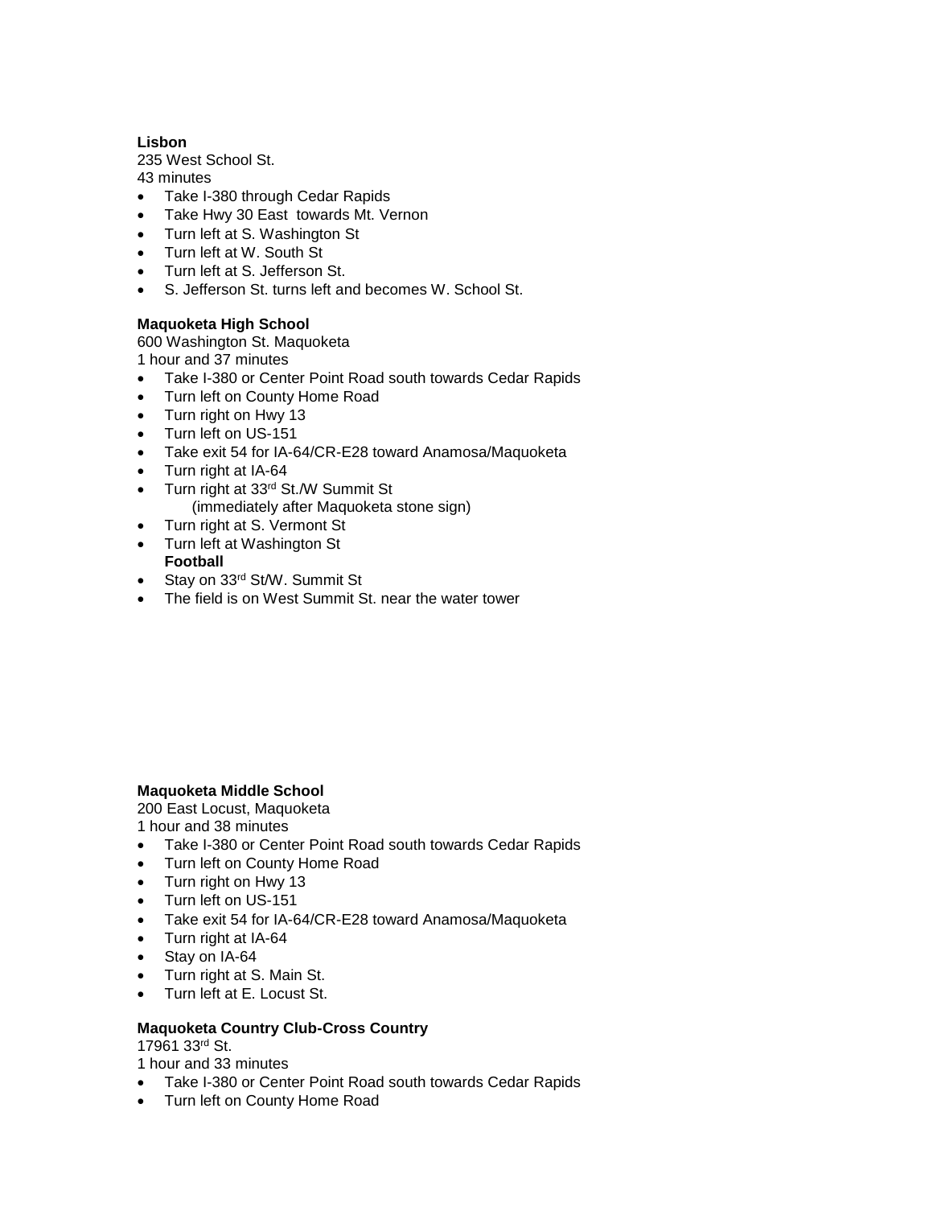**Lisbon**
235 West School St.
43 minutes

- Take I-380 through Cedar Rapids
- Take Hwy 30 East towards Mt. Vernon
- Turn left at S. Washington St
- Turn left at W. South St
- Turn left at S. Jefferson St.
- S. Jefferson St. turns left and becomes W. School St.

**Maquoketa High School**
600 Washington St. Maquoketa
1 hour and 37 minutes

- Take I-380 or Center Point Road south towards Cedar Rapids
- Turn left on County Home Road
- Turn right on Hwy 13
- Turn left on US-151
- Take exit 54 for IA-64/CR-E28 toward Anamosa/Maquoketa
- Turn right at IA-64
- Turn right at 33rd St./W Summit St
  (immediately after Maquoketa stone sign)
- Turn right at S. Vermont St
- Turn left at Washington St

**Football**

- Stay on 33rd St/W. Summit St
- The field is on West Summit St. near the water tower

**Maquoketa Middle School**
200 East Locust, Maquoketa
1 hour and 38 minutes

- Take I-380 or Center Point Road south towards Cedar Rapids
- Turn left on County Home Road
- Turn right on Hwy 13
- Turn left on US-151
- Take exit 54 for IA-64/CR-E28 toward Anamosa/Maquoketa
- Turn right at IA-64
- Stay on IA-64
- Turn right at S. Main St.
- Turn left at E. Locust St.

**Maquoketa Country Club-Cross Country**
17961 33rd St.
1 hour and 33 minutes

- Take I-380 or Center Point Road south towards Cedar Rapids
- Turn left on County Home Road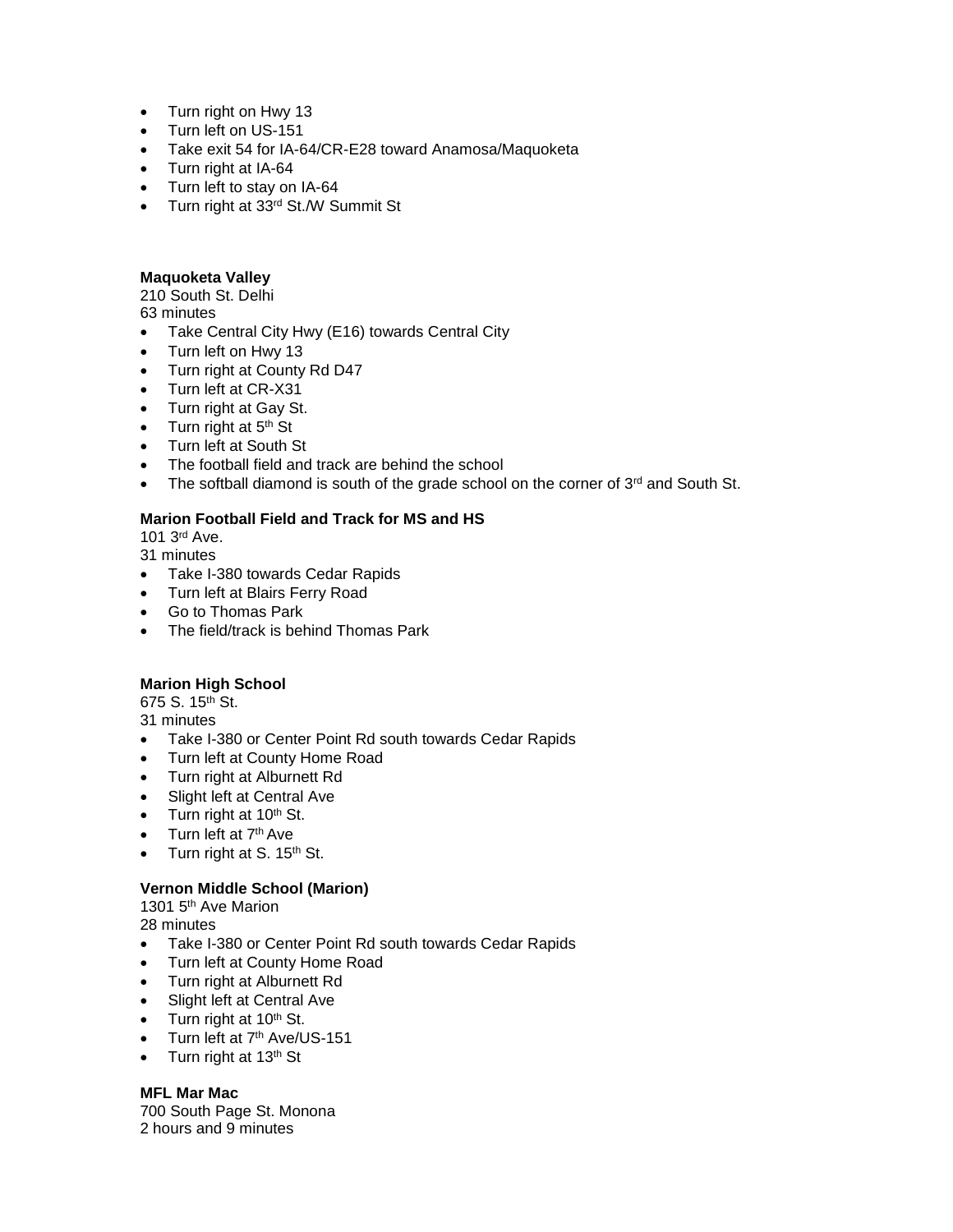- Turn right on Hwy 13
- Turn left on US-151
- Take exit 54 for IA-64/CR-E28 toward Anamosa/Maquoketa
- Turn right at IA-64
- Turn left to stay on IA-64
- Turn right at 33rd St./W Summit St

**Maquoketa Valley**
210 South St. Delhi
63 minutes

- Take Central City Hwy (E16) towards Central City
- Turn left on Hwy 13
- Turn right at County Rd D47
- Turn left at CR-X31
- Turn right at Gay St.
- Turn right at 5th St
- Turn left at South St
- The football field and track are behind the school
- The softball diamond is south of the grade school on the corner of 3rd and South St.

**Marion Football Field and Track for MS and HS**
101 3rd Ave.
31 minutes

- Take I-380 towards Cedar Rapids
- Turn left at Blairs Ferry Road
- Go to Thomas Park
- The field/track is behind Thomas Park

**Marion High School**
675 S. 15th St.
31 minutes

- Take I-380 or Center Point Rd south towards Cedar Rapids
- Turn left at County Home Road
- Turn right at Alburnett Rd
- Slight left at Central Ave
- Turn right at 10th St.
- Turn left at 7th Ave
- Turn right at S. 15th St.

**Vernon Middle School (Marion)**
1301 5th Ave Marion
28 minutes

- Take I-380 or Center Point Rd south towards Cedar Rapids
- Turn left at County Home Road
- Turn right at Alburnett Rd
- Slight left at Central Ave
- Turn right at 10th St.
- Turn left at 7th Ave/US-151
- Turn right at 13th St

**MFL Mar Mac**
700 South Page St. Monona
2 hours and 9 minutes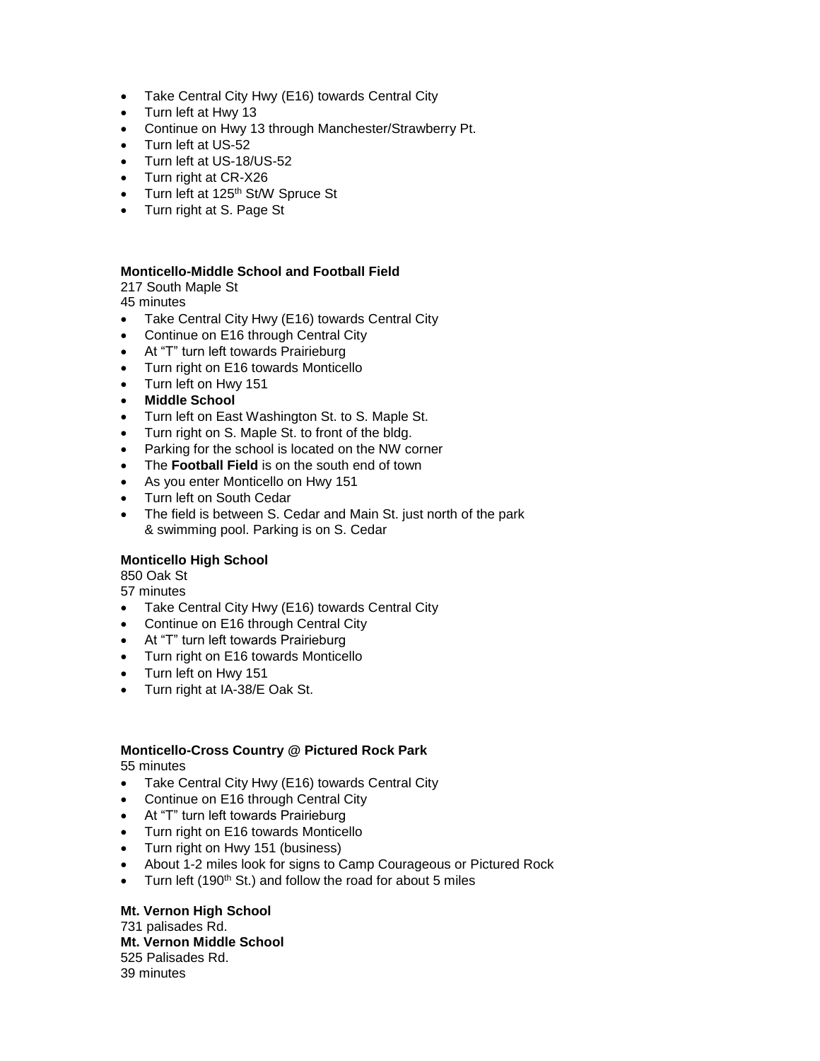- Take Central City Hwy (E16) towards Central City
- Turn left at Hwy 13
- Continue on Hwy 13 through Manchester/Strawberry Pt.
- Turn left at US-52
- Turn left at US-18/US-52
- Turn right at CR-X26
- Turn left at 125th St/W Spruce St
- Turn right at S. Page St

**Monticello-Middle School and Football Field**
217 South Maple St
45 minutes

- Take Central City Hwy (E16) towards Central City
- Continue on E16 through Central City
- At "T" turn left towards Prairieburg
- Turn right on E16 towards Monticello
- Turn left on Hwy 151
- **Middle School**
- Turn left on East Washington St. to S. Maple St.
- Turn right on S. Maple St. to front of the bldg.
- Parking for the school is located on the NW corner
- The **Football Field** is on the south end of town
- As you enter Monticello on Hwy 151
- Turn left on South Cedar
- The field is between S. Cedar and Main St. just north of the park & swimming pool. Parking is on S. Cedar

**Monticello High School**
850 Oak St
57 minutes

- Take Central City Hwy (E16) towards Central City
- Continue on E16 through Central City
- At "T" turn left towards Prairieburg
- Turn right on E16 towards Monticello
- Turn left on Hwy 151
- Turn right at IA-38/E Oak St.

**Monticello-Cross Country @ Pictured Rock Park**
55 minutes

- Take Central City Hwy (E16) towards Central City
- Continue on E16 through Central City
- At "T" turn left towards Prairieburg
- Turn right on E16 towards Monticello
- Turn right on Hwy 151 (business)
- About 1-2 miles look for signs to Camp Courageous or Pictured Rock
- Turn left (190th St.) and follow the road for about 5 miles

**Mt. Vernon High School**
731 palisades Rd.
**Mt. Vernon Middle School**
525 Palisades Rd.
39 minutes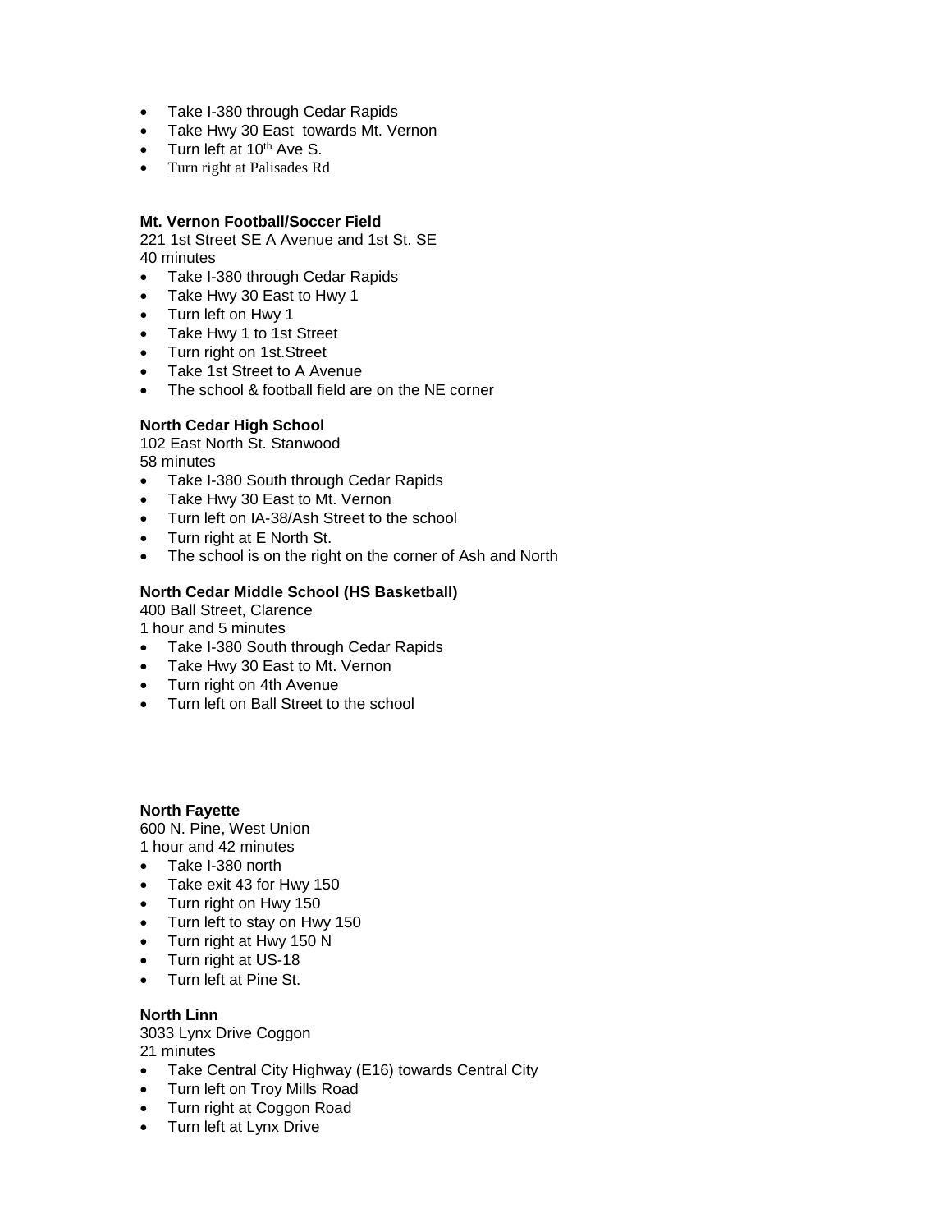- Take I-380 through Cedar Rapids
- Take Hwy 30 East  towards Mt. Vernon
- Turn left at 10th Ave S.
- Turn right at Palisades Rd

**Mt. Vernon Football/Soccer Field**

221 1st Street SE A Avenue and 1st St. SE
40 minutes

- Take I-380 through Cedar Rapids
- Take Hwy 30 East to Hwy 1
- Turn left on Hwy 1
- Take Hwy 1 to 1st Street
- Turn right on 1st.Street
- Take 1st Street to A Avenue
- The school & football field are on the NE corner

**North Cedar High School**

102 East North St. Stanwood
58 minutes

- Take I-380 South through Cedar Rapids
- Take Hwy 30 East to Mt. Vernon
- Turn left on IA-38/Ash Street to the school
- Turn right at E North St.
- The school is on the right on the corner of Ash and North

**North Cedar Middle School (HS Basketball)**

400 Ball Street, Clarence
1 hour and 5 minutes

- Take I-380 South through Cedar Rapids
- Take Hwy 30 East to Mt. Vernon
- Turn right on 4th Avenue
- Turn left on Ball Street to the school

**North Fayette**

600 N. Pine, West Union
1 hour and 42 minutes

- Take I-380 north
- Take exit 43 for Hwy 150
- Turn right on Hwy 150
- Turn left to stay on Hwy 150
- Turn right at Hwy 150 N
- Turn right at US-18
- Turn left at Pine St.

**North Linn**

3033 Lynx Drive Coggon
21 minutes

- Take Central City Highway (E16) towards Central City
- Turn left on Troy Mills Road
- Turn right at Coggon Road
- Turn left at Lynx Drive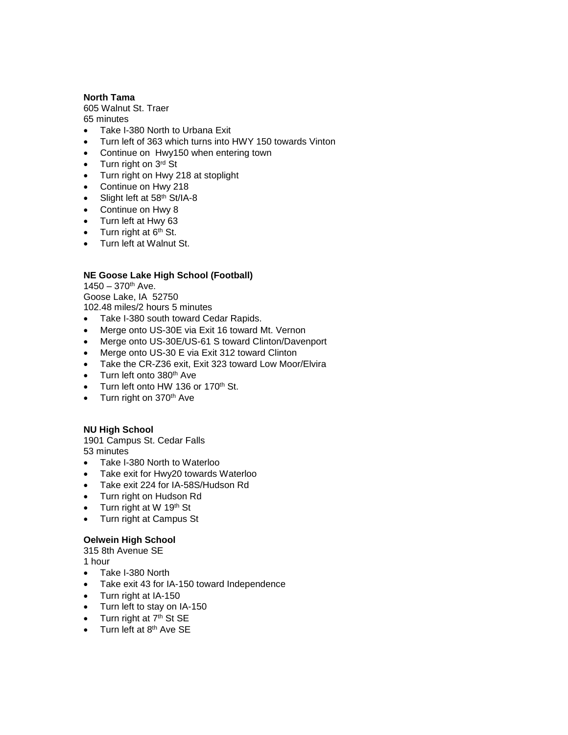**North Tama**
605 Walnut St. Traer
65 minutes

- Take I-380 North to Urbana Exit
- Turn left of 363 which turns into HWY 150 towards Vinton
- Continue on Hwy150 when entering town
- Turn right on 3rd St
- Turn right on Hwy 218 at stoplight
- Continue on Hwy 218
- Slight left at 58th St/IA-8
- Continue on Hwy 8
- Turn left at Hwy 63
- Turn right at 6th St.
- Turn left at Walnut St.

**NE Goose Lake High School (Football)**
1450 – 370th Ave.
Goose Lake, IA 52750
102.48 miles/2 hours 5 minutes

- Take I-380 south toward Cedar Rapids.
- Merge onto US-30E via Exit 16 toward Mt. Vernon
- Merge onto US-30E/US-61 S toward Clinton/Davenport
- Merge onto US-30 E via Exit 312 toward Clinton
- Take the CR-Z36 exit, Exit 323 toward Low Moor/Elvira
- Turn left onto 380th Ave
- Turn left onto HW 136 or 170th St.
- Turn right on 370th Ave

**NU High School**
1901 Campus St. Cedar Falls
53 minutes

- Take I-380 North to Waterloo
- Take exit for Hwy20 towards Waterloo
- Take exit 224 for IA-58S/Hudson Rd
- Turn right on Hudson Rd
- Turn right at W 19th St
- Turn right at Campus St

**Oelwein High School**
315 8th Avenue SE
1 hour

- Take I-380 North
- Take exit 43 for IA-150 toward Independence
- Turn right at IA-150
- Turn left to stay on IA-150
- Turn right at 7th St SE
- Turn left at 8th Ave SE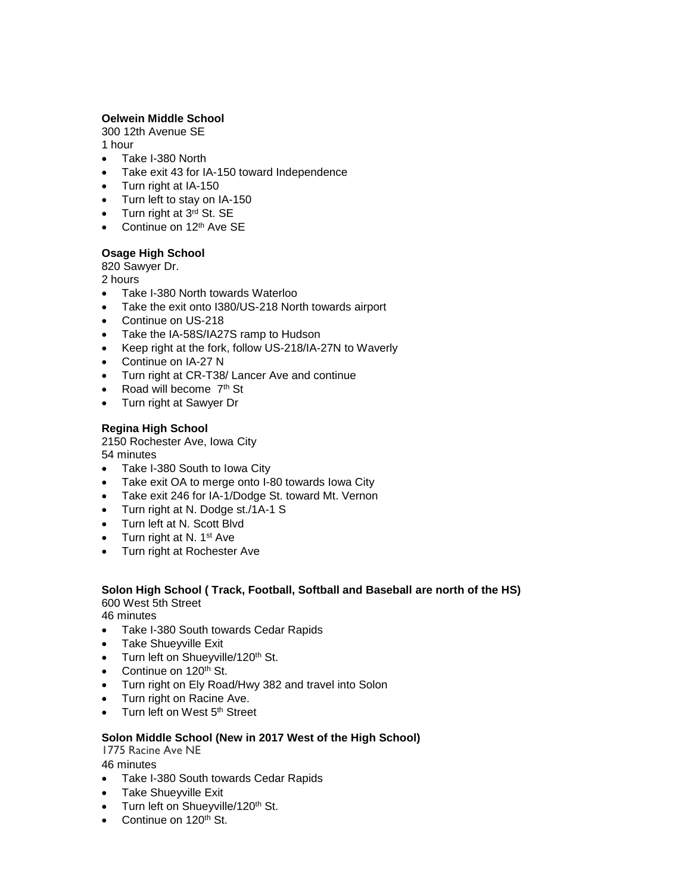**Oelwein Middle School**

300 12th Avenue SE

1 hour

- Take I-380 North
- Take exit 43 for IA-150 toward Independence
- Turn right at IA-150
- Turn left to stay on IA-150
- Turn right at 3rd St. SE
- Continue on 12th Ave SE

**Osage High School**

820 Sawyer Dr.

2 hours

- Take I-380 North towards Waterloo
- Take the exit onto I380/US-218 North towards airport
- Continue on US-218
- Take the IA-58S/IA27S ramp to Hudson
- Keep right at the fork, follow US-218/IA-27N to Waverly
- Continue on IA-27 N
- Turn right at CR-T38/ Lancer Ave and continue
- Road will become 7th St
- Turn right at Sawyer Dr

**Regina High School**

2150 Rochester Ave, Iowa City

54 minutes

- Take I-380 South to Iowa City
- Take exit OA to merge onto I-80 towards Iowa City
- Take exit 246 for IA-1/Dodge St. toward Mt. Vernon
- Turn right at N. Dodge st./1A-1 S
- Turn left at N. Scott Blvd
- Turn right at N. 1st Ave
- Turn right at Rochester Ave

**Solon High School ( Track, Football, Softball and Baseball are north of the HS)**

600 West 5th Street

46 minutes

- Take I-380 South towards Cedar Rapids
- Take Shueyville Exit
- Turn left on Shueyville/120th St.
- Continue on 120th St.
- Turn right on Ely Road/Hwy 382 and travel into Solon
- Turn right on Racine Ave.
- Turn left on West 5th Street

**Solon Middle School (New in 2017 West of the High School)**

1775 Racine Ave NE

46 minutes

- Take I-380 South towards Cedar Rapids
- Take Shueyville Exit
- Turn left on Shueyville/120th St.
- Continue on 120th St.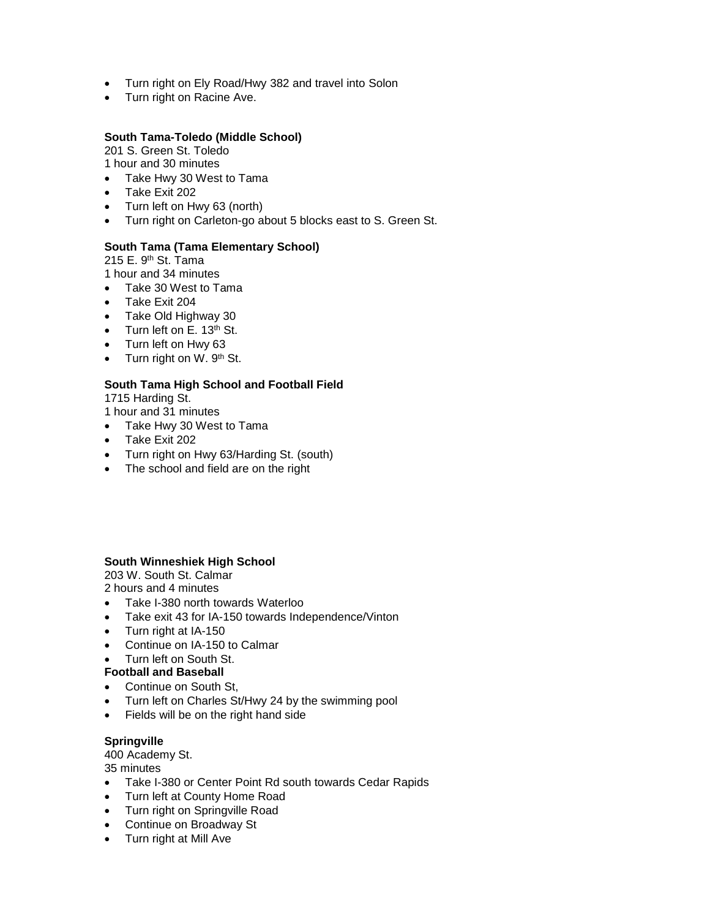- Turn right on Ely Road/Hwy 382 and travel into Solon
- Turn right on Racine Ave.

**South Tama-Toledo (Middle School)**
201 S. Green St. Toledo
1 hour and 30 minutes

- Take Hwy 30 West to Tama
- Take Exit 202
- Turn left on Hwy 63 (north)
- Turn right on Carleton-go about 5 blocks east to S. Green St.

**South Tama (Tama Elementary School)**
215 E. 9th St. Tama
1 hour and 34 minutes

- Take 30 West to Tama
- Take Exit 204
- Take Old Highway 30
- Turn left on E. 13th St.
- Turn left on Hwy 63
- Turn right on W. 9th St.

**South Tama High School and Football Field**
1715 Harding St.
1 hour and 31 minutes

- Take Hwy 30 West to Tama
- Take Exit 202
- Turn right on Hwy 63/Harding St. (south)
- The school and field are on the right

**South Winneshiek High School**
203 W. South St. Calmar
2 hours and 4 minutes

- Take I-380 north towards Waterloo
- Take exit 43 for IA-150 towards Independence/Vinton
- Turn right at IA-150
- Continue on IA-150 to Calmar
- Turn left on South St.

**Football and Baseball**

- Continue on South St,
- Turn left on Charles St/Hwy 24 by the swimming pool
- Fields will be on the right hand side

**Springville**
400 Academy St.
35 minutes

- Take I-380 or Center Point Rd south towards Cedar Rapids
- Turn left at County Home Road
- Turn right on Springville Road
- Continue on Broadway St
- Turn right at Mill Ave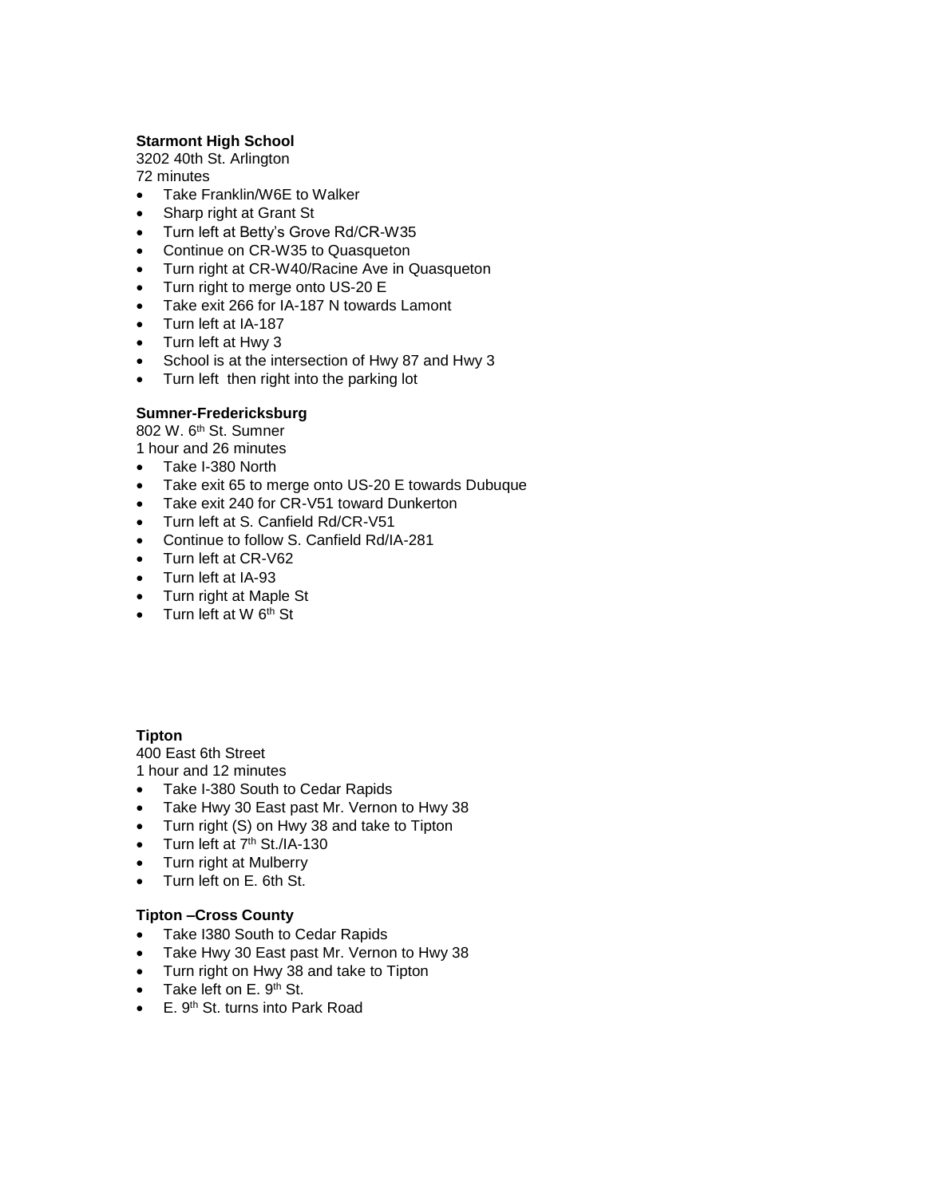**Starmont High School**

3202 40th St. Arlington

72 minutes

- Take Franklin/W6E to Walker
- Sharp right at Grant St
- Turn left at Betty's Grove Rd/CR-W35
- Continue on CR-W35 to Quasqueton
- Turn right at CR-W40/Racine Ave in Quasqueton
- Turn right to merge onto US-20 E
- Take exit 266 for IA-187 N towards Lamont
- Turn left at IA-187
- Turn left at Hwy 3
- School is at the intersection of Hwy 87 and Hwy 3
- Turn left  then right into the parking lot

**Sumner-Fredericksburg**

802 W. 6th St. Sumner

1 hour and 26 minutes

- Take I-380 North
- Take exit 65 to merge onto US-20 E towards Dubuque
- Take exit 240 for CR-V51 toward Dunkerton
- Turn left at S. Canfield Rd/CR-V51
- Continue to follow S. Canfield Rd/IA-281
- Turn left at CR-V62
- Turn left at IA-93
- Turn right at Maple St
- Turn left at W 6th St

**Tipton**

400 East 6th Street

1 hour and 12 minutes

- Take I-380 South to Cedar Rapids
- Take Hwy 30 East past Mr. Vernon to Hwy 38
- Turn right (S) on Hwy 38 and take to Tipton
- Turn left at 7th St./IA-130
- Turn right at Mulberry
- Turn left on E. 6th St.

**Tipton –Cross County**

- Take I380 South to Cedar Rapids
- Take Hwy 30 East past Mr. Vernon to Hwy 38
- Turn right on Hwy 38 and take to Tipton
- Take left on E. 9th St.
- E. 9th St. turns into Park Road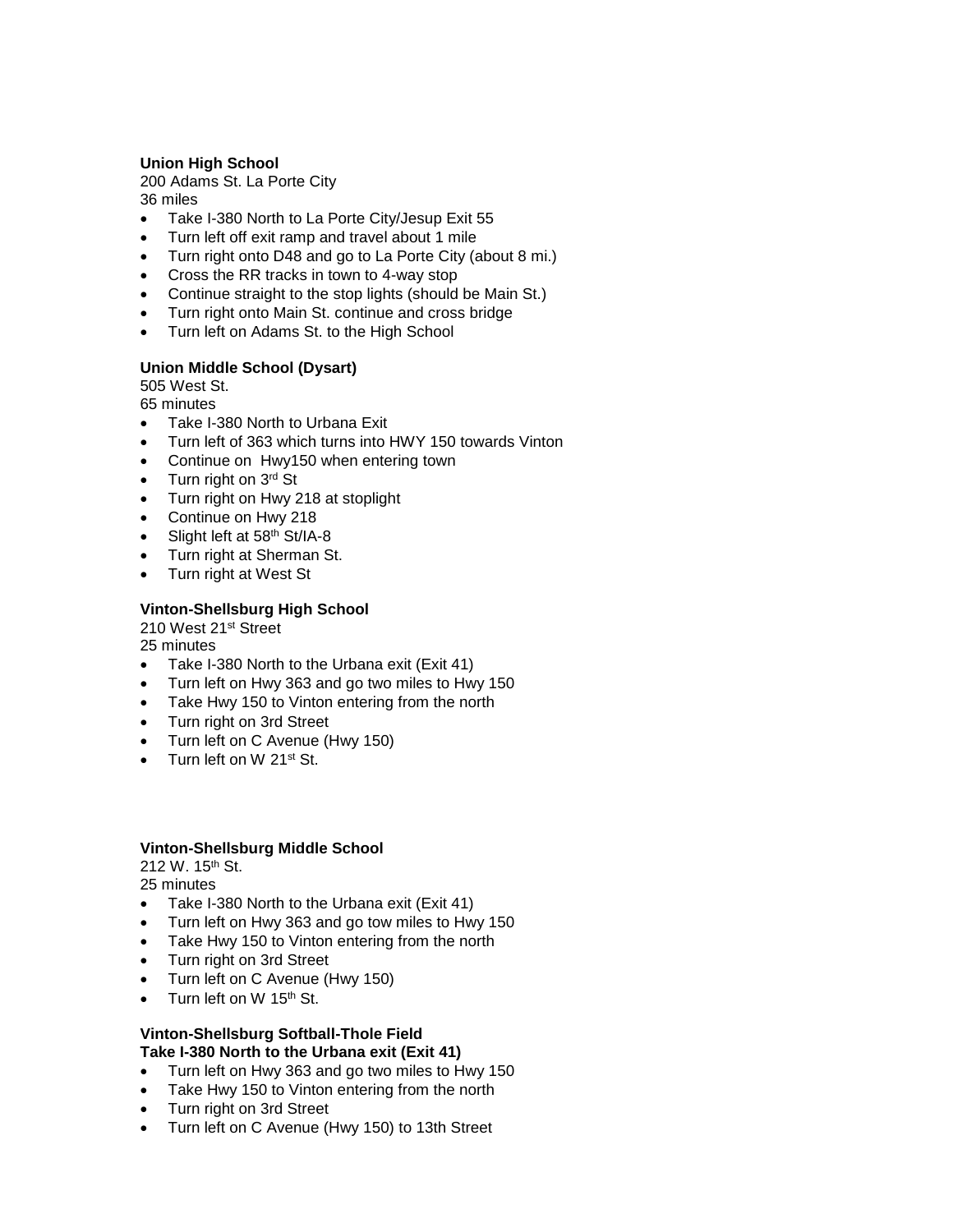**Union High School**
200 Adams St. La Porte City
36 miles

- Take I-380 North to La Porte City/Jesup Exit 55
- Turn left off exit ramp and travel about 1 mile
- Turn right onto D48 and go to La Porte City (about 8 mi.)
- Cross the RR tracks in town to 4-way stop
- Continue straight to the stop lights (should be Main St.)
- Turn right onto Main St. continue and cross bridge
- Turn left on Adams St. to the High School

**Union Middle School (Dysart)**
505 West St.
65 minutes

- Take I-380 North to Urbana Exit
- Turn left of 363 which turns into HWY 150 towards Vinton
- Continue on Hwy150 when entering town
- Turn right on 3rd St
- Turn right on Hwy 218 at stoplight
- Continue on Hwy 218
- Slight left at 58th St/IA-8
- Turn right at Sherman St.
- Turn right at West St

**Vinton-Shellsburg High School**
210 West 21st Street
25 minutes

- Take I-380 North to the Urbana exit (Exit 41)
- Turn left on Hwy 363 and go two miles to Hwy 150
- Take Hwy 150 to Vinton entering from the north
- Turn right on 3rd Street
- Turn left on C Avenue (Hwy 150)
- Turn left on W 21st St.

**Vinton-Shellsburg Middle School**
212 W. 15th St.
25 minutes

- Take I-380 North to the Urbana exit (Exit 41)
- Turn left on Hwy 363 and go tow miles to Hwy 150
- Take Hwy 150 to Vinton entering from the north
- Turn right on 3rd Street
- Turn left on C Avenue (Hwy 150)
- Turn left on W 15th St.

**Vinton-Shellsburg Softball-Thole Field**
**Take I-380 North to the Urbana exit (Exit 41)**

- Turn left on Hwy 363 and go two miles to Hwy 150
- Take Hwy 150 to Vinton entering from the north
- Turn right on 3rd Street
- Turn left on C Avenue (Hwy 150) to 13th Street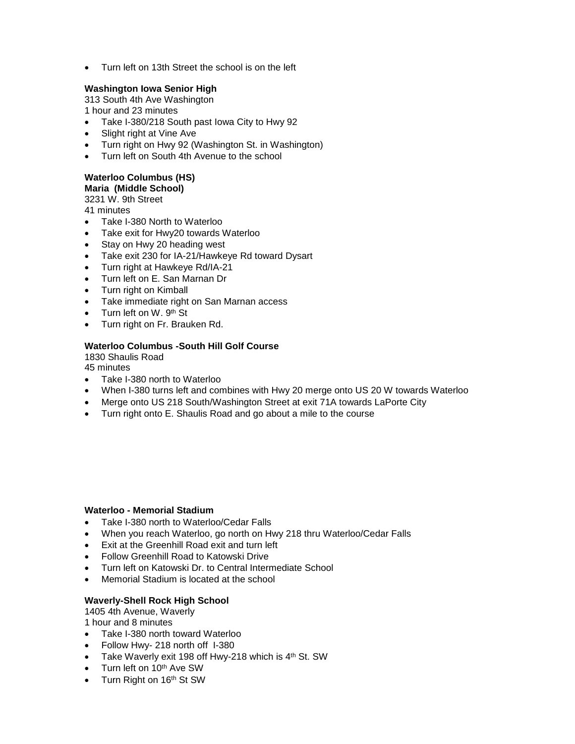- Turn left on 13th Street the school is on the left

**Washington Iowa Senior High**
313 South 4th Ave Washington
1 hour and 23 minutes

- Take I-380/218 South past Iowa City to Hwy 92
- Slight right at Vine Ave
- Turn right on Hwy 92 (Washington St. in Washington)
- Turn left on South 4th Avenue to the school

**Waterloo Columbus (HS)**
**Maria (Middle School)**
3231 W. 9th Street
41 minutes

- Take I-380 North to Waterloo
- Take exit for Hwy20 towards Waterloo
- Stay on Hwy 20 heading west
- Take exit 230 for IA-21/Hawkeye Rd toward Dysart
- Turn right at Hawkeye Rd/IA-21
- Turn left on E. San Marnan Dr
- Turn right on Kimball
- Take immediate right on San Marnan access
- Turn left on W. 9th St
- Turn right on Fr. Brauken Rd.

**Waterloo Columbus -South Hill Golf Course**
1830 Shaulis Road
45 minutes

- Take I-380 north to Waterloo
- When I-380 turns left and combines with Hwy 20 merge onto US 20 W towards Waterloo
- Merge onto US 218 South/Washington Street at exit 71A towards LaPorte City
- Turn right onto E. Shaulis Road and go about a mile to the course

**Waterloo - Memorial Stadium**

- Take I-380 north to Waterloo/Cedar Falls
- When you reach Waterloo, go north on Hwy 218 thru Waterloo/Cedar Falls
- Exit at the Greenhill Road exit and turn left
- Follow Greenhill Road to Katowski Drive
- Turn left on Katowski Dr. to Central Intermediate School
- Memorial Stadium is located at the school

**Waverly-Shell Rock High School**
1405 4th Avenue, Waverly
1 hour and 8 minutes

- Take I-380 north toward Waterloo
- Follow Hwy- 218 north off I-380
- Take Waverly exit 198 off Hwy-218 which is 4th St. SW
- Turn left on 10th Ave SW
- Turn Right on 16th St SW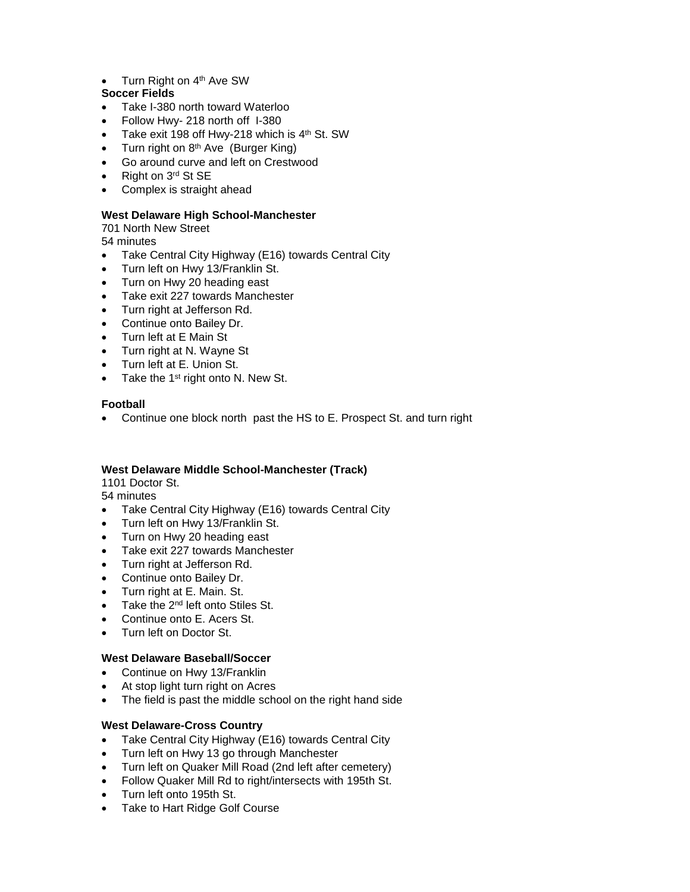- Turn Right on 4th Ave SW

**Soccer Fields**

- Take I-380 north toward Waterloo
- Follow Hwy- 218 north off I-380
- Take exit 198 off Hwy-218 which is 4th St. SW
- Turn right on 8th Ave (Burger King)
- Go around curve and left on Crestwood
- Right on 3rd St SE
- Complex is straight ahead

**West Delaware High School-Manchester**

701 North New Street
54 minutes

- Take Central City Highway (E16) towards Central City
- Turn left on Hwy 13/Franklin St.
- Turn on Hwy 20 heading east
- Take exit 227 towards Manchester
- Turn right at Jefferson Rd.
- Continue onto Bailey Dr.
- Turn left at E Main St
- Turn right at N. Wayne St
- Turn left at E. Union St.
- Take the 1st right onto N. New St.

**Football**

- Continue one block north past the HS to E. Prospect St. and turn right

**West Delaware Middle School-Manchester (Track)**

1101 Doctor St.
54 minutes

- Take Central City Highway (E16) towards Central City
- Turn left on Hwy 13/Franklin St.
- Turn on Hwy 20 heading east
- Take exit 227 towards Manchester
- Turn right at Jefferson Rd.
- Continue onto Bailey Dr.
- Turn right at E. Main. St.
- Take the 2nd left onto Stiles St.
- Continue onto E. Acers St.
- Turn left on Doctor St.

**West Delaware Baseball/Soccer**

- Continue on Hwy 13/Franklin
- At stop light turn right on Acres
- The field is past the middle school on the right hand side

**West Delaware-Cross Country**

- Take Central City Highway (E16) towards Central City
- Turn left on Hwy 13 go through Manchester
- Turn left on Quaker Mill Road (2nd left after cemetery)
- Follow Quaker Mill Rd to right/intersects with 195th St.
- Turn left onto 195th St.
- Take to Hart Ridge Golf Course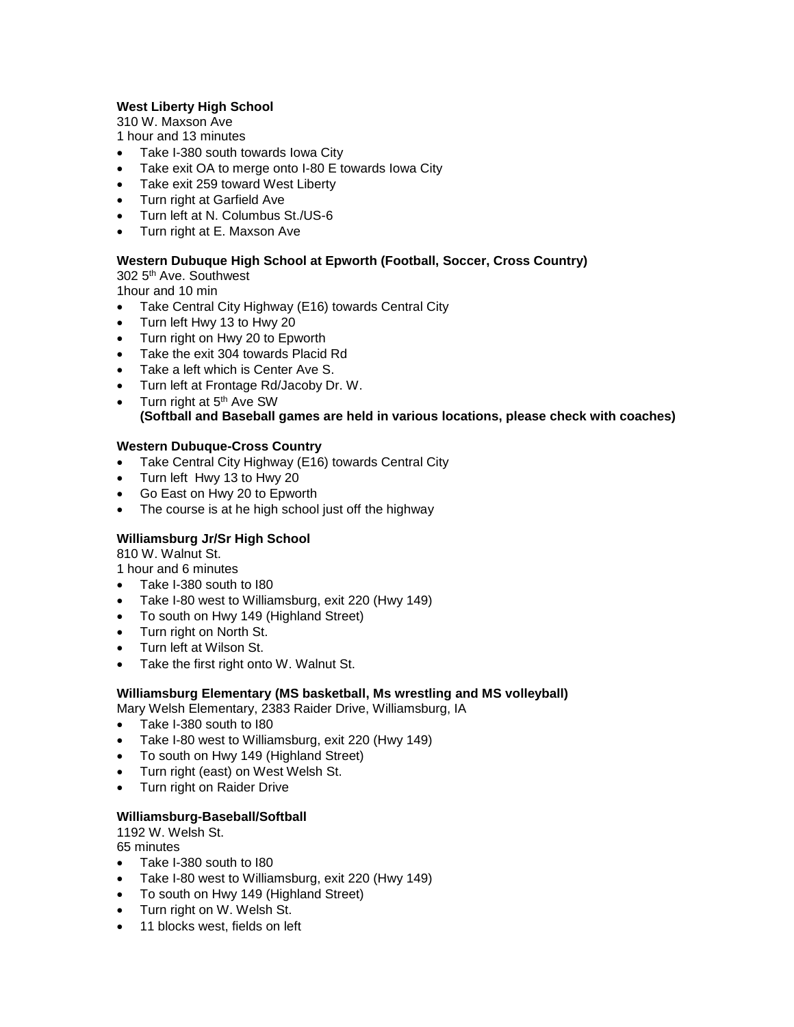**West Liberty High School**

310 W. Maxson Ave

1 hour and 13 minutes

- Take I-380 south towards Iowa City
- Take exit OA to merge onto I-80 E towards Iowa City
- Take exit 259 toward West Liberty
- Turn right at Garfield Ave
- Turn left at N. Columbus St./US-6
- Turn right at E. Maxson Ave

**Western Dubuque High School at Epworth (Football, Soccer, Cross Country)**

302 5th Ave. Southwest

1hour and 10 min

- Take Central City Highway (E16) towards Central City
- Turn left Hwy 13 to Hwy 20
- Turn right on Hwy 20 to Epworth
- Take the exit 304 towards Placid Rd
- Take a left which is Center Ave S.
- Turn left at Frontage Rd/Jacoby Dr. W.
- Turn right at 5th Ave SW
  **(Softball and Baseball games are held in various locations, please check with coaches)**

**Western Dubuque-Cross Country**

- Take Central City Highway (E16) towards Central City
- Turn left Hwy 13 to Hwy 20
- Go East on Hwy 20 to Epworth
- The course is at he high school just off the highway

**Williamsburg Jr/Sr High School**

810 W. Walnut St.

1 hour and 6 minutes

- Take I-380 south to I80
- Take I-80 west to Williamsburg, exit 220 (Hwy 149)
- To south on Hwy 149 (Highland Street)
- Turn right on North St.
- Turn left at Wilson St.
- Take the first right onto W. Walnut St.

**Williamsburg Elementary (MS basketball, Ms wrestling and MS volleyball)**

Mary Welsh Elementary, 2383 Raider Drive, Williamsburg, IA

- Take I-380 south to I80
- Take I-80 west to Williamsburg, exit 220 (Hwy 149)
- To south on Hwy 149 (Highland Street)
- Turn right (east) on West Welsh St.
- Turn right on Raider Drive

**Williamsburg-Baseball/Softball**

1192 W. Welsh St.

65 minutes

- Take I-380 south to I80
- Take I-80 west to Williamsburg, exit 220 (Hwy 149)
- To south on Hwy 149 (Highland Street)
- Turn right on W. Welsh St.
- 11 blocks west, fields on left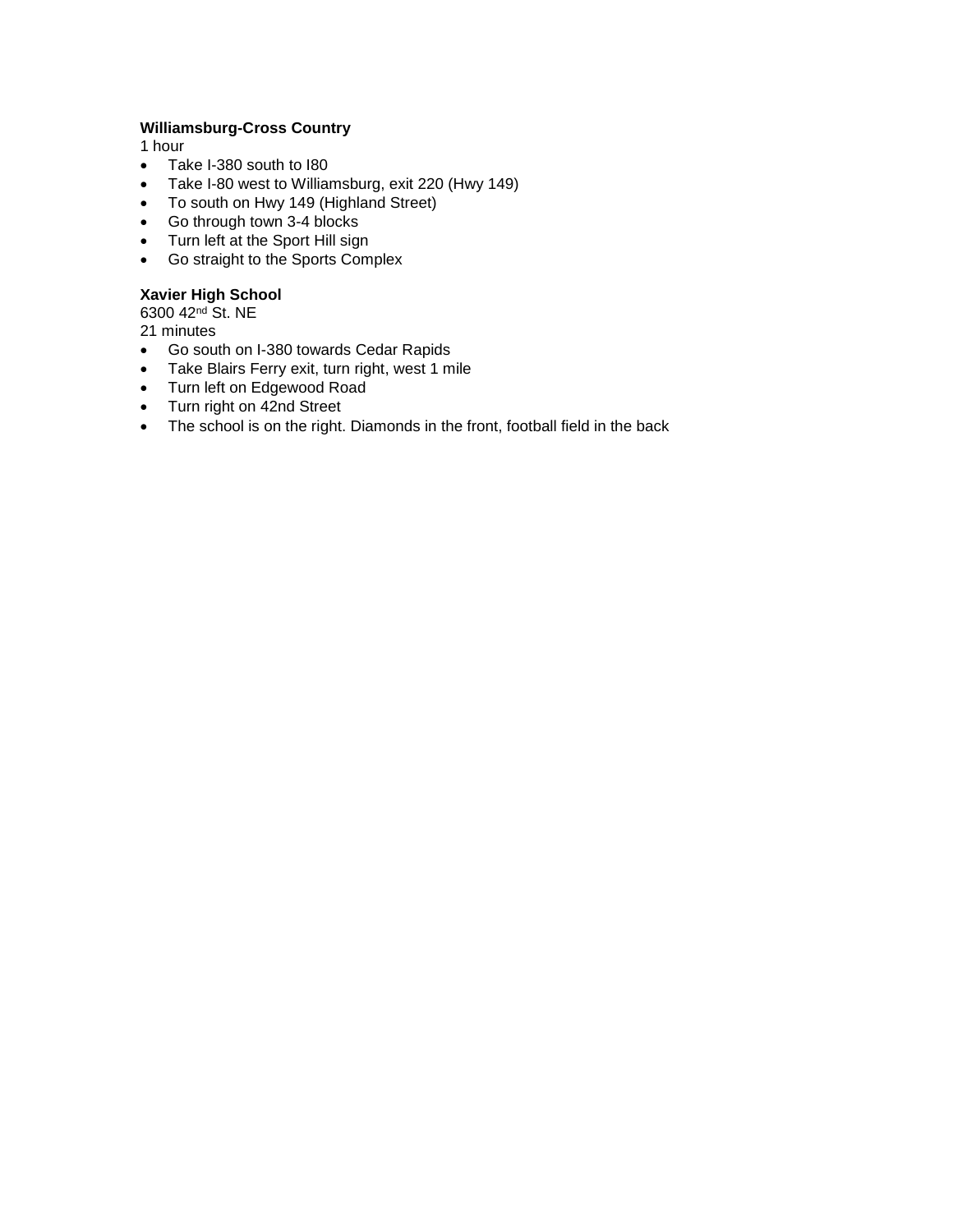**Williamsburg-Cross Country**

1 hour

- Take I-380 south to I80
- Take I-80 west to Williamsburg, exit 220 (Hwy 149)
- To south on Hwy 149 (Highland Street)
- Go through town 3-4 blocks
- Turn left at the Sport Hill sign
- Go straight to the Sports Complex

**Xavier High School**

6300 42nd St. NE

21 minutes

- Go south on I-380 towards Cedar Rapids
- Take Blairs Ferry exit, turn right, west 1 mile
- Turn left on Edgewood Road
- Turn right on 42nd Street
- The school is on the right. Diamonds in the front, football field in the back